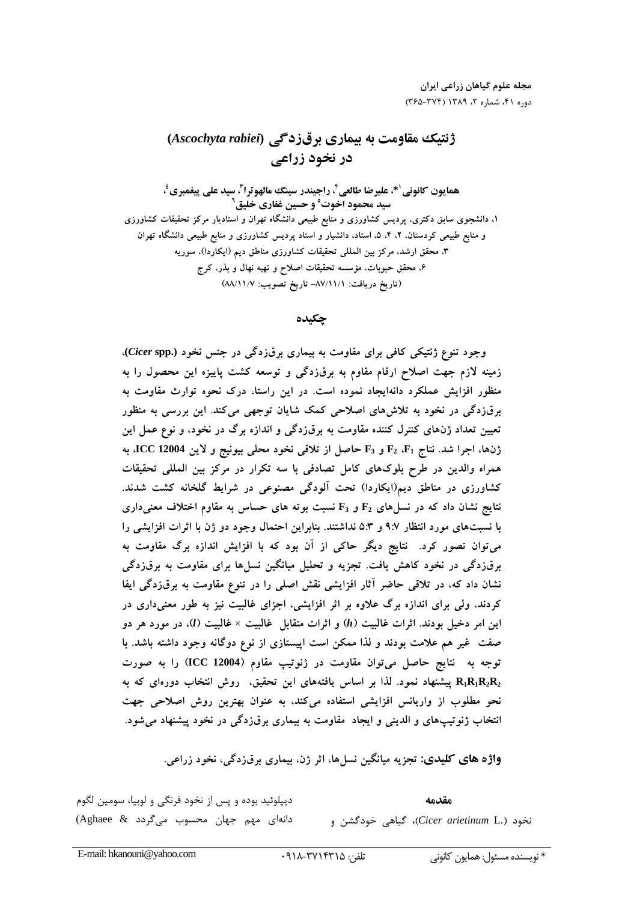# ژنتیک مقاومت به بیماری برق‌زدگی (*Ascochyta rabiei*) در نخود زراعی

**همایون کانونی[1]*، علیرضا طالعی[2]، راجیندر سینگ مالهوترا[3]، سید علی پیغمبری[4]، سید محمود اخوت[5] و حسین غفاری خلیق[6]**

۱، دانشجوی سابق دکتری، پردیس کشاورزی و منابع طبیعی دانشگاه تهران و استادیار مرکز تحقیقات کشاورزی و منابع طبیعی کردستان، ۲، ۴، ۵، استاد، دانشیار و استاد پردیس کشاورزی و منابع طبیعی دانشگاه تهران

۳، محقق ارشد، مرکز بین المللی تحقیقات کشاورزی مناطق دیم (ایکاردا)، سوریه

۶، محقق حبوبات، مؤسسه تحقیقات اصلاح و تهیه نهال و بذر، کرج

(تاریخ دریافت: ۸۷/۱۱/۱- تاریخ تصویب: ۸۸/۱۱/۷)

## چکیده

**وجود تنوع ژنتیکی کافی برای مقاومت به بیماری برق‌زدگی در جنس نخود (*Cicer* spp.)، زمینه لازم جهت اصلاح ارقام مقاوم به برق‌زدگی و توسعه کشت پاییزه این محصول را به منظور افزایش عملکرد دانه‌ایجاد نموده است. در این راستا، درک نحوه توارث مقاومت به برق‌زدگی در نخود به تلاش‌های اصلاحی کمک شایان توجهی می‌کند. این بررسی به منظور تعیین تعداد ژن‌های کنترل کننده مقاومت به برق‌زدگی و اندازه برگ در نخود، و نوع عمل این ژن‌ها، اجرا شد. نتاج $F_1$، $F_2$ و $F_3$ حاصل از تلاقی نخود محلی بیونیج و لاین ICC 12004، به همراه والدین در طرح بلوک‌های کامل تصادفی با سه تکرار در مرکز بین المللی تحقیقات کشاورزی در مناطق دیم(ایکاردا) تحت آلودگی مصنوعی در شرایط گلخانه کشت شدند. نتایج نشان داد که در نسل‌های $F_2$ و $F_3$ نسبت بوته های حساس به مقاوم اختلاف معنی‌داری با نسبت‌های مورد انتظار ۹:۷ و ۵:۳ نداشتند. بنابراین احتمال وجود دو ژن با اثرات افزایشی را می‌توان تصور کرد. نتایج دیگر حاکی از آن بود که با افزایش اندازه برگ مقاومت به برق‌زدگی در نخود کاهش یافت. تجزیه و تحلیل میانگین نسل‌ها برای مقاومت به برق‌زدگی نشان داد که، در تلاقی حاضر آثار افزایشی نقش اصلی را در تنوع مقاومت به برق‌زدگی ایفا کردند، ولی برای اندازه برگ علاوه بر اثر افزایشی، اجزای غالبیت نیز به طور معنی‌داری در این امر دخیل بودند. اثرات غالبیت (*h*) و اثرات متقابل غالبیت × غالبیت (*l*)، در مورد هر دو صفت غیر هم علامت بودند و لذا ممکن است اپیستازی از نوع دوگانه وجود داشته باشد. با توجه به نتایج حاصل می‌توان مقاومت در ژنوتیپ مقاوم (ICC 12004) را به صورت $R_1R_1R_2R_2$ پیشنهاد نمود. لذا بر اساس یافته‌های این تحقیق، روش انتخاب دوره‌ای که به نحو مطلوب از واریانس افزایشی استفاده می‌کند، به عنوان بهترین روش اصلاحی جهت انتخاب ژنوتیپ‌های والدینی و ایجاد مقاومت به بیماری برق‌زدگی در نخود پیشنهاد می‌شود.**

**واژه های کلیدی:** تجزیه میانگین نسل‌ها، اثر ژن، بیماری برق‌زدگی، نخود زراعی.

## مقدمه

نخود (*Cicer arietinum* L.)، گیاهی خودگشن و دیپلوئید بوده و پس از نخود فرنگی و لوبیا، سومین لگوم دانه‌ای مهم جهان محسوب می‌گردد (& Aghaee

---

* نویسنده مسئول: همایون کانونی &nbsp;&nbsp; تلفن: ۰۹۱۸-۳۷۱۴۳۱۵ &nbsp;&nbsp; E-mail: hkanouni@yahoo.com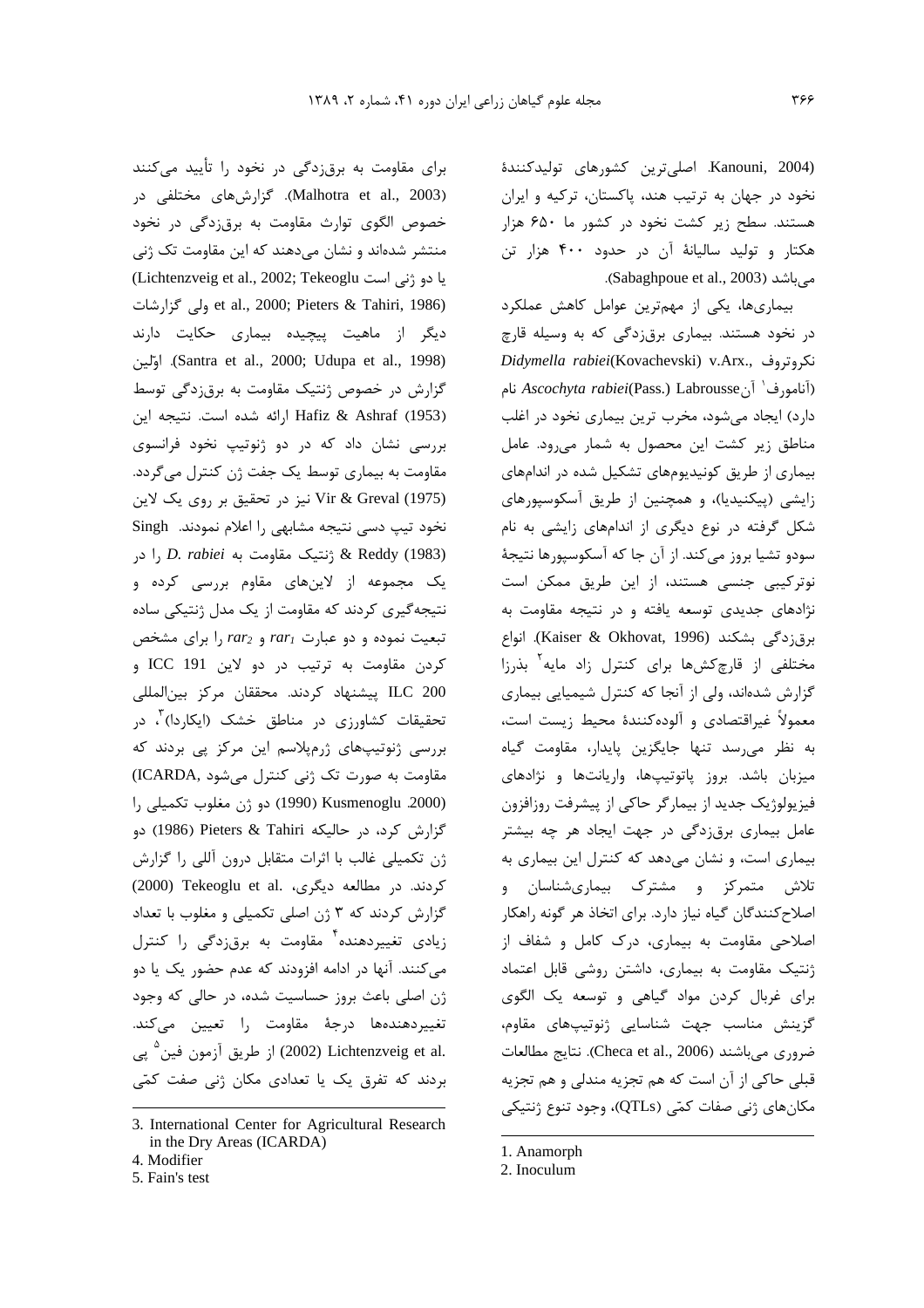(Kanouni, 2004). اصلی‌ترین کشورهای تولیدکنندهٔ نخود در جهان به ترتیب هند، پاکستان، ترکیه و ایران هستند. سطح زیر کشت نخود در کشور ما ۶۵۰ هزار هکتار و تولید سالیانهٔ آن در حدود ۴۰۰ هزار تن می‌باشد (Sabaghpoue et al., 2003).

بیماری‌ها، یکی از مهم‌ترین عوامل کاهش عملکرد در نخود هستند. بیماری برق‌زدگی که به وسیله قارچ نکروتروف *Didymella rabiei*(Kovachevski) v.Arx., (آنامورف[1] آن *Ascochyta rabiei*(Pass.) Labrousse نام دارد) ایجاد می‌شود، مخرب ترین بیماری نخود در اغلب مناطق زیر کشت این محصول به شمار می‌رود. عامل بیماری از طریق کونیدیوم‌های تشکیل شده در اندام‌های زایشی (پیکنیدیا)، و همچنین از طریق آسکوسپورهای شکل گرفته در نوع دیگری از اندام‌های زایشی به نام سودو تشیا بروز می‌کند. از آن جا که آسکوسپورها نتیجهٔ نوترکیبی جنسی هستند، از این طریق ممکن است نژادهای جدیدی توسعه یافته و در نتیجه مقاومت به برق‌زدگی بشکند (Kaiser & Okhovat, 1996). انواع مختلفی از قارچ‌کش‌ها برای کنترل زاد مایه[2] بذرزا گزارش شده‌اند، ولی از آنجا که کنترل شیمیایی بیماری معمولاً غیراقتصادی و آلوده‌کنندهٔ محیط زیست است، به نظر می‌رسد تنها جایگزین پایدار، مقاومت گیاه میزبان باشد. بروز پاتوتیپ‌ها، واریانت‌ها و نژادهای فیزیولوژیک جدید از بیمارگر حاکی از پیشرفت روزافزون عامل بیماری برق‌زدگی در جهت ایجاد هر چه بیشتر بیماری است، و نشان می‌دهد که کنترل این بیماری به تلاش متمرکز و مشترک بیماری‌شناسان و اصلاح‌کنندگان گیاه نیاز دارد. برای اتخاذ هر گونه راهکار اصلاحی مقاومت به بیماری، درک کامل و شفاف از ژنتیک مقاومت به بیماری، داشتن روشی قابل اعتماد برای غربال کردن مواد گیاهی و توسعه یک الگوی گزینش مناسب جهت شناسایی ژنوتیپ‌های مقاوم، ضروری می‌باشند (Checa et al., 2006). نتایج مطالعات قبلی حاکی از آن است که هم تجزیه مندلی و هم تجزیه مکان‌های ژنی صفات کمّی (QTLs)، وجود تنوع ژنتیکی برای مقاومت به برق‌زدگی در نخود را تأیید می‌کنند (Malhotra et al., 2003). گزارش‌های مختلفی در خصوص الگوی توارث مقاومت به برق‌زدگی در نخود منتشر شده‌اند و نشان می‌دهند که این مقاومت تک ژنی یا دو ژنی است (Lichtenzveig et al., 2002; Tekeoglu et al., 2000; Pieters & Tahiri, 1986) ولی گزارشات دیگر از ماهیت پیچیده بیماری حکایت دارند (Santra et al., 2000; Udupa et al., 1998). اوّلین گزارش در خصوص ژنتیک مقاومت به برق‌زدگی توسط Hafiz & Ashraf (1953) ارائه شده است. نتیجه این بررسی نشان داد که در دو ژنوتیپ نخود فرانسوی مقاومت به بیماری توسط یک جفت ژن کنترل می‌گردد. Vir & Greval (1975) نیز در تحقیق بر روی یک لاین نخود تیپ دسی نتیجه مشابهی را اعلام نمودند. Singh & Reddy (1983) ژنتیک مقاومت به *D. rabiei* را در یک مجموعه از لاین‌های مقاوم بررسی کرده و نتیجه‌گیری کردند که مقاومت از یک مدل ژنتیکی ساده تبعیت نموده و دو عبارت $rar_1$ و $rar_2$ را برای مشخص کردن مقاومت به ترتیب در دو لاین ICC 191 و ILC 200 پیشنهاد کردند. محققان مرکز بین‌المللی تحقیقات کشاورزی در مناطق خشک (ایکاردا)[3]، در بررسی ژنوتیپ‌های ژرم‌پلاسم این مرکز پی بردند که مقاومت به صورت تک ژنی کنترل می‌شود (ICARDA, 2000). Kusmenoglu (1990) دو ژن مغلوب تکمیلی را گزارش کرد، در حالیکه Pieters & Tahiri (1986) دو ژن تکمیلی غالب با اثرات متقابل درون آللی را گزارش کردند. در مطالعه دیگری، Tekeoglu et al. (2000) گزارش کردند که ۳ ژن اصلی تکمیلی و مغلوب با تعداد زیادی تغییردهنده[4] مقاومت به برق‌زدگی را کنترل می‌کنند. آنها در ادامه افزودند که عدم حضور یک یا دو ژن اصلی باعث بروز حساسیت شده، در حالی که وجود تغییردهنده‌ها درجهٔ مقاومت را تعیین می‌کند. Lichtenzveig et al. (2002) از طریق آزمون فین[5] پی بردند که تفرق یک یا تعدادی مکان ژنی صفت کمّی

1. Anamorph
2. Inoculum
3. International Center for Agricultural Research in the Dry Areas (ICARDA)
4. Modifier
5. Fain's test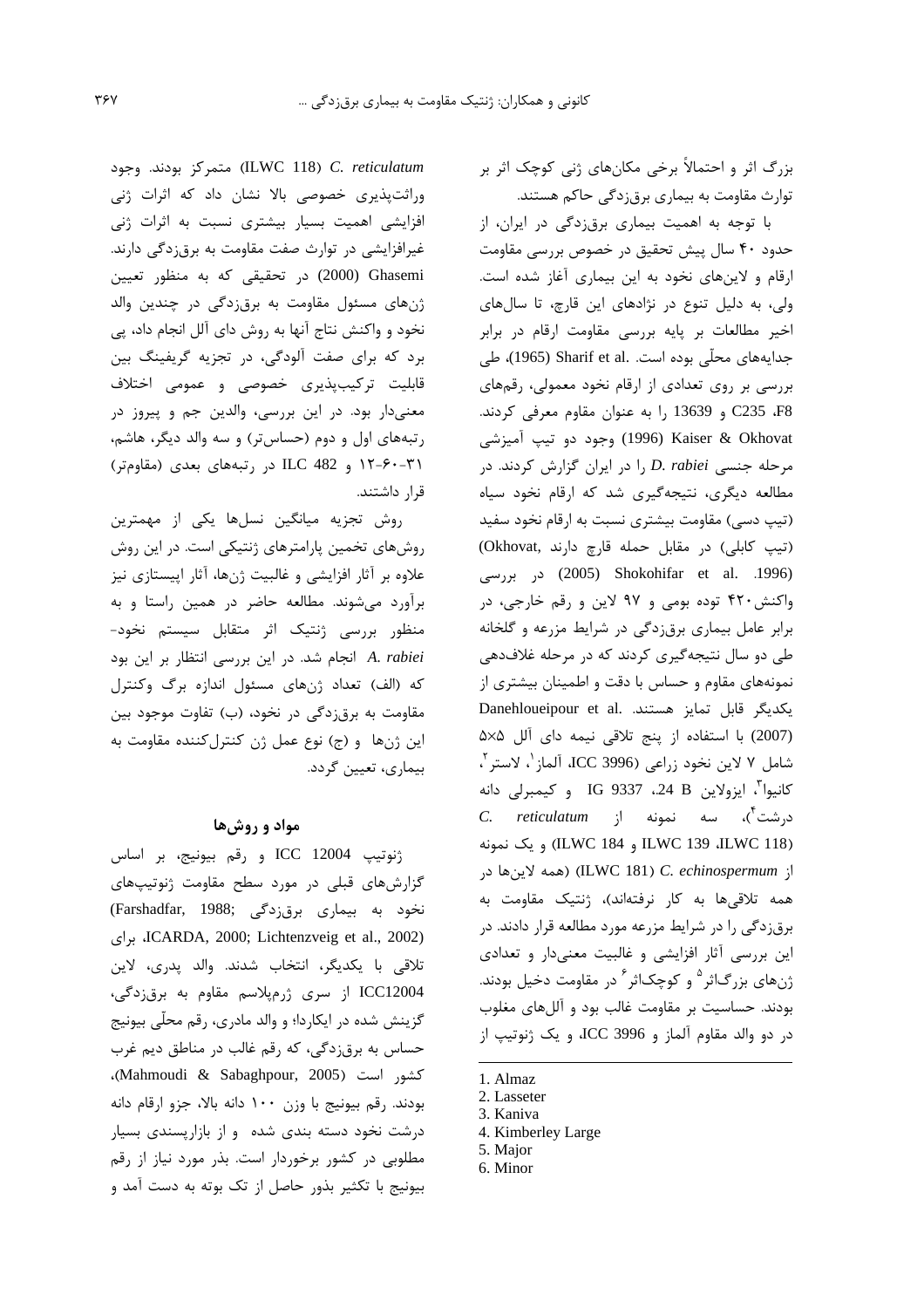بزرگ اثر و احتمالاً برخی مکان‌های ژنی کوچک اثر بر توارث مقاومت به بیماری برق‌زدگی حاکم هستند.

با توجه به اهمیت بیماری برق‌زدگی در ایران، از حدود ۴۰ سال پیش تحقیق در خصوص بررسی مقاومت ارقام و لاین‌های نخود به این بیماری آغاز شده است. ولی، به دلیل تنوع در نژادهای این قارچ، تا سال‌های اخیر مطالعات بر پایه بررسی مقاومت ارقام در برابر جدایه‌های محلّی بوده است. .Sharif et al (1965)، طی بررسی بر روی تعدادی از ارقام نخود معمولی، رقم‌های F8، C235 و 13639 را به عنوان مقاوم معرفی کردند. Kaiser & Okhovat (1996) وجود دو تیپ آمیزشی مرحله جنسی *D. rabiei* را در ایران گزارش کردند. در مطالعه دیگری، نتیجه‌گیری شد که ارقام نخود سیاه (تیپ دسی) مقاومت بیشتری نسبت به ارقام نخود سفید (تیپ کابلی) در مقابل حمله قارچ دارند (Okhovat, 1996). .Shokohifar et al (2005) در بررسی واکنش ۴۲۰ توده بومی و ۹۷ لاین و رقم خارجی، در برابر عامل بیماری برق‌زدگی در شرایط مزرعه و گلخانه طی دو سال نتیجه‌گیری کردند که در مرحله غلاف‌دهی نمونه‌های مقاوم و حساس با دقت و اطمینان بیشتری از یکدیگر قابل تمایز هستند. .Danehloueipour et al (2007) با استفاده از پنج تلاقی نیمه دای آلل ۵×۵ شامل ۷ لاین نخود زراعی (ICC 3996، آلماز[1]، لاستر[2]، کانیوا[3]، ایزولاین B 24، IG 9337 و کیمبرلی دانه درشت[4])، سه نمونه از *C. reticulatum* (ILWC 118، ILWC 139 و ILWC 184) و یک نمونه از *C. echinospermum* (ILWC 181) (همه لاین‌ها در همه تلاقی‌ها به کار نرفته‌اند)، ژنتیک مقاومت به برق‌زدگی را در شرایط مزرعه مورد مطالعه قرار دادند. در این بررسی آثار افزایشی و غالبیت معنی‌دار و تعدادی ژن‌های بزرگ‌اثر[5] و کوچک‌اثر[6] در مقاومت دخیل بودند. بودند. حساسیت بر مقاومت غالب بود و آلل‌های مغلوب در دو والد مقاوم آلماز و ICC 3996، و یک ژنوتیپ از *C. reticulatum* (ILWC 118) متمرکز بودند. وجود وراثت‌پذیری خصوصی بالا نشان داد که اثرات ژنی افزایشی اهمیت بسیار بیشتری نسبت به اثرات ژنی غیرافزایشی در توارث صفت مقاومت به برق‌زدگی دارند. Ghasemi (2000) در تحقیقی که به منظور تعیین ژن‌های مسئول مقاومت به برق‌زدگی در چندین والد نخود و واکنش نتاج آنها به روش دای آلل انجام داد، پی برد که برای صفت آلودگی، در تجزیه گریفینگ بین قابلیت ترکیب‌پذیری خصوصی و عمومی اختلاف معنی‌دار بود. در این بررسی، والدین جم و پیروز در رتبه‌های اول و دوم (حساس‌تر) و سه والد دیگر، هاشم، ۳۱-۶۰-۱۲ و ILC 482 در رتبه‌های بعدی (مقاوم‌تر) قرار داشتند.

روش تجزیه میانگین نسل‌ها یکی از مهمترین روش‌های تخمین پارامترهای ژنتیکی است. در این روش علاوه بر آثار افزایشی و غالبیت ژن‌ها، آثار اپیستازی نیز برآورد می‌شوند. مطالعه حاضر در همین راستا و به منظور بررسی ژنتیک اثر متقابل سیستم نخود- *A. rabiei* انجام شد. در این بررسی انتظار بر این بود که (الف) تعداد ژن‌های مسئول اندازه برگ وکنترل مقاومت به برق‌زدگی در نخود، (ب) تفاوت موجود بین این ژن‌ها و (ج) نوع عمل ژن کنترل‌کننده مقاومت به بیماری، تعیین گردد.

## مواد و روش‌ها

ژنوتیپ ICC 12004 و رقم بیونیج، بر اساس گزارش‌های قبلی در مورد سطح مقاومت ژنوتیپ‌های نخود به بیماری برق‌زدگی (Farshadfar, 1988; ICARDA, 2000; Lichtenzveig et al., 2002)، برای تلاقی با یکدیگر، انتخاب شدند. والد پدری، لاین ICC12004 از سری ژرم‌پلاسم مقاوم به برق‌زدگی، گزینش شده در ایکاردا؛ و والد مادری، رقم محلّی بیونیج حساس به برق‌زدگی، که رقم غالب در مناطق دیم غرب کشور است (Mahmoudi & Sabaghpour, 2005)، بودند. رقم بیونیج با وزن ۱۰۰ دانه بالا، جزو ارقام دانه درشت نخود دسته بندی شده و از بازارپسندی بسیار مطلوبی در کشور برخوردار است. بذر مورد نیاز از رقم بیونیج با تکثیر بذور حاصل از تک بوته به دست آمد و

---

1. Almaz
2. Lasseter
3. Kaniva
4. Kimberley Large
5. Major
6. Minor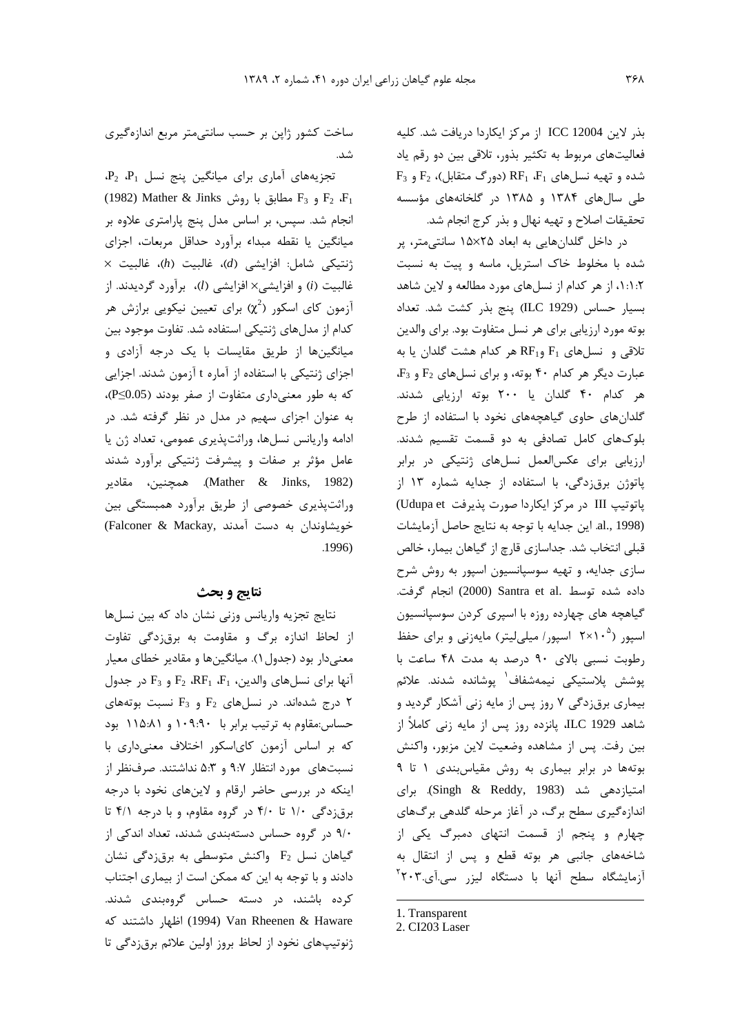بذر لاین ICC 12004 از مرکز ایکاردا دریافت شد. کلیه فعالیت‌های مربوط به تکثیر بذور، تلاقی بین دو رقم یاد شده و تهیه نسل‌های $F_1$، $RF_1$ (دورگ متقابل)، $F_2$ و $F_3$ طی سال‌های ۱۳۸۴ و ۱۳۸۵ در گلخانه‌های مؤسسه تحقیقات اصلاح و تهیه نهال و بذر کرج انجام شد.

در داخل گلدان‌هایی به ابعاد ۲۵×۱۵ سانتی‌متر، پر شده با مخلوط خاک استریل، ماسه و پیت به نسبت ۱:۱:۲، از هر کدام از نسل‌های مورد مطالعه و لاین شاهد بسیار حساس (ILC 1929) پنج بذر کشت شد. تعداد بوته مورد ارزیابی برای هر نسل متفاوت بود. برای والدین تلاقی و نسل‌های $F_1$ و $RF_1$ هر کدام هشت گلدان یا به عبارت دیگر هر کدام ۴۰ بوته، و برای نسل‌های $F_2$ و $F_3$، هر کدام ۴۰ گلدان یا ۲۰۰ بوته ارزیابی شدند. گلدان‌های حاوی گیاهچه‌های نخود با استفاده از طرح بلوک‌های کامل تصادفی به دو قسمت تقسیم شدند. ارزیابی برای عکس‌العمل نسل‌های ژنتیکی در برابر پاتوژن برق‌زدگی، با استفاده از جدایه شماره ۱۳ از پاتوتیپ III در مرکز ایکاردا صورت پذیرفت (Udupa et al., 1998). این جدایه با توجه به نتایج حاصل آزمایشات قبلی انتخاب شد. جداسازی قارچ از گیاهان بیمار، خالص سازی جدایه، و تهیه سوسپانسیون اسپور به روش شرح داده شده توسط Santra et al. (2000) انجام گرفت. گیاهچه های چهارده روزه با اسپری کردن سوسپانسیون اسپور ($2\times10^5$ اسپور/ میلی‌لیتر) مایه‌زنی و برای حفظ رطوبت نسبی بالای ۹۰ درصد به مدت ۴۸ ساعت با پوشش پلاستیکی نیمه‌شفاف[1] پوشانده شدند. علائم بیماری برق‌زدگی ۷ روز پس از مایه زنی آشکار گردید و شاهد ILC 1929، پانزده روز پس از مایه زنی کاملاً از بین رفت. پس از مشاهده وضعیت لاین مزبور، واکنش بوته‌ها در برابر بیماری به روش مقیاس‌بندی ۱ تا ۹ امتیازدهی شد (Singh & Reddy, 1983). برای اندازه‌گیری سطح برگ، در آغاز مرحله گلدهی برگ‌های چهارم و پنجم از قسمت انتهای دمبرگ یکی از شاخه‌های جانبی هر بوته قطع و پس از انتقال به آزمایشگاه سطح آنها با دستگاه لیزر سی.آی.۲۰۳[2] ساخت کشور ژاپن بر حسب سانتی‌متر مربع اندازه‌گیری شد.

تجزیه‌های آماری برای میانگین پنج نسل $P_1$، $P_2$، $F_1$، $F_2$ و $F_3$ مطابق با روش Mather & Jinks (1982) انجام شد. سپس، بر اساس مدل پنج پارامتری علاوه بر میانگین یا نقطه مبداء برآورد حداقل مربعات، اجزای ژنتیکی شامل: افزایشی ($d$)، غالبیت ($h$)، غالبیت × غالبیت ($i$) و افزایشی× افزایشی ($l$)، برآورد گردیدند. از آزمون کای اسکور ($\chi^2$) برای تعیین نیکویی برازش هر کدام از مدل‌های ژنتیکی استفاده شد. تفاوت موجود بین میانگین‌ها از طریق مقایسات با یک درجه آزادی و اجزای ژنتیکی با استفاده از آماره t آزمون شدند. اجزایی که به طور معنی‌داری متفاوت از صفر بودند ($P\leq0.05$)، به عنوان اجزای سهیم در مدل در نظر گرفته شد. در ادامه واریانس نسل‌ها، وراثت‌پذیری عمومی، تعداد ژن یا عامل مؤثر بر صفات و پیشرفت ژنتیکی برآورد شدند (Mather & Jinks, 1982). همچنین، مقادیر وراثت‌پذیری خصوصی از طریق برآورد همبستگی بین خویشاوندان به دست آمدند (Falconer & Mackay, 1996).

## نتایج و بحث

نتایج تجزیه واریانس وزنی نشان داد که بین نسل‌ها از لحاظ اندازه برگ و مقاومت به برق‌زدگی تفاوت معنی‌دار بود (جدول۱). میانگین‌ها و مقادیر خطای معیار آنها برای نسل‌های والدین، $F_1$، $RF_1$، $F_2$ و $F_3$ در جدول ۲ درج شده‌اند. در نسل‌های $F_2$ و $F_3$ نسبت بوته‌های حساس:مقاوم به ترتیب برابر با ۱۰۹:۹۰ و ۱۱۵:۸۱ بود که بر اساس آزمون کای‌اسکور اختلاف معنی‌داری با نسبت‌های مورد انتظار ۹:۷ و ۵:۳ نداشتند. صرف‌نظر از اینکه در بررسی حاضر ارقام و لاین‌های نخود با درجه برق‌زدگی ۱/۰ تا ۴/۰ در گروه مقاوم، و با درجه ۴/۱ تا ۹/۰ در گروه حساس دسته‌بندی شدند، تعداد اندکی از گیاهان نسل $F_2$ واکنش متوسطی به برق‌زدگی نشان دادند و با توجه به این که ممکن است از بیماری اجتناب کرده باشند، در دسته حساس گروه‌بندی شدند. Van Rheenen & Haware (1994) اظهار داشتند که ژنوتیپ‌های نخود از لحاظ بروز اولین علائم برق‌زدگی تا

---

1. Transparent
2. CI203 Laser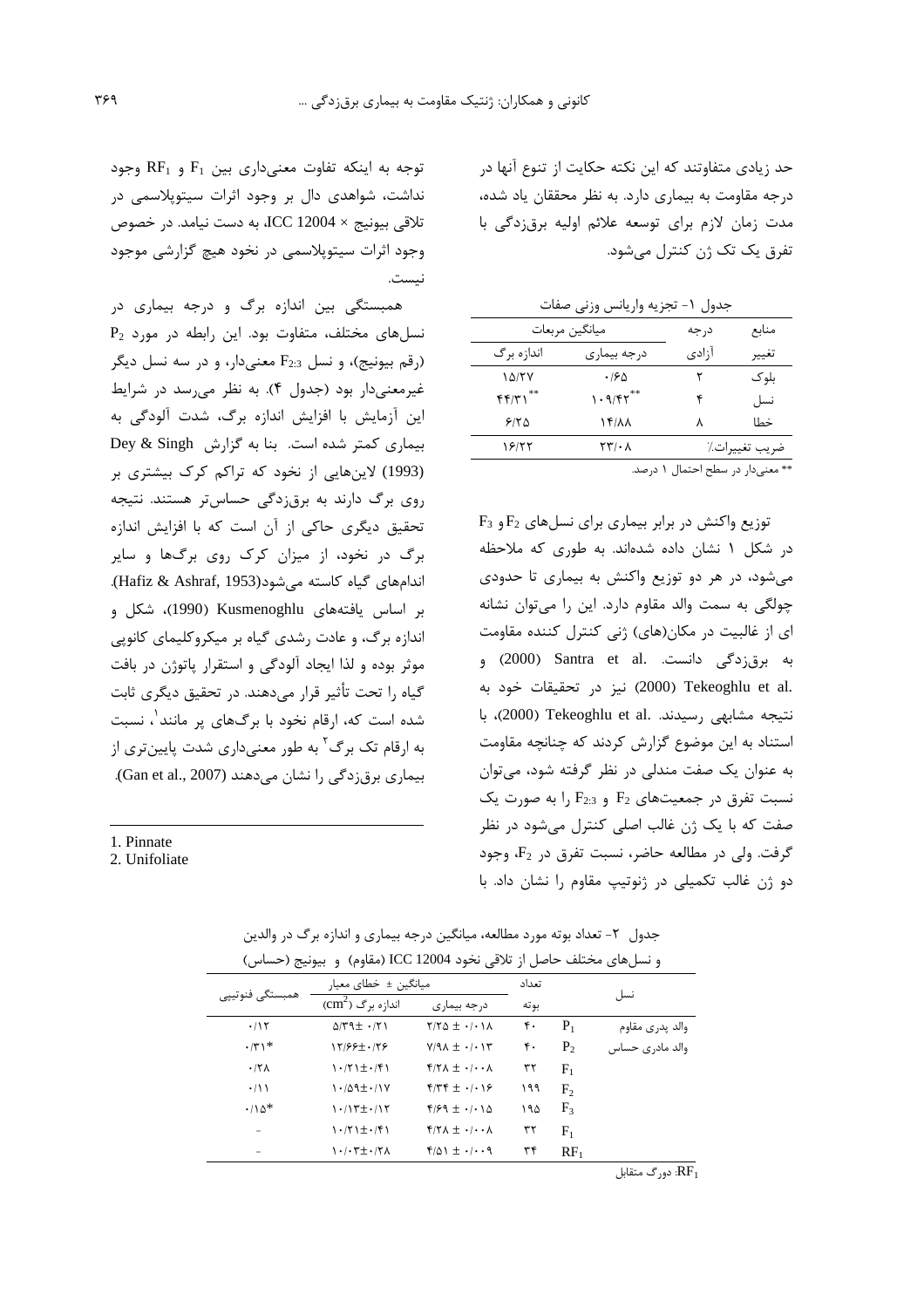حد زیادی متفاوتند که این نکته حکایت از تنوع آنها در درجه مقاومت به بیماری دارد. به نظر محققان یاد شده، مدت زمان لازم برای توسعه علائم اولیه برقزدگی با تفرق یک تک ژن کنترل می‌شود.

جدول ۱- تجزیه واریانس وزنی صفات

| منابع تغییر | درجه آزادی | میانگین مربعات | |
|---|---|---|---|
| | | درجه بیماری | اندازه برگ |
| بلوک | ۲ | ۰/۶۵ | ۱۵/۲۷ |
| نسل | ۴ | $۱۰۹/۴۲^{**}$ | $۴۴/۳۱^{**}$ |
| خطا | ۸ | ۱۴/۸۸ | ۶/۲۵ |
| ضریب تغییرات٪ | | ۲۳/۰۸ | ۱۶/۲۲ |

** معنی‌دار در سطح احتمال ۱ درصد.

توزیع واکنش در برابر بیماری برای نسل‌های $F_2$ و $F_3$ در شکل ۱ نشان داده شده‌اند. به طوری که ملاحظه می‌شود، در هر دو توزیع واکنش به بیماری تا حدودی چولگی به سمت والد مقاوم دارد. این را می‌توان نشانه ای از غالبیت در مکان(های) ژنی کنترل کننده مقاومت به برقزدگی دانست. Santra et al. (2000) و Tekeoghlu et al. (2000) نیز در تحقیقات خود به نتیجه مشابهی رسیدند. Tekeoghlu et al. (2000)، با استناد به این موضوع گزارش کردند که چنانچه مقاومت به عنوان یک صفت مندلی در نظر گرفته شود، می‌توان نسبت تفرق در جمعیت‌های $F_2$ و $F_{2:3}$ را به صورت یک صفت که با یک ژن غالب اصلی کنترل می‌شود در نظر گرفت. ولی در مطالعه حاضر، نسبت تفرق در $F_2$، وجود دو ژن غالب تکمیلی در ژنوتیپ مقاوم را نشان داد. با توجه به اینکه تفاوت معنی‌داری بین $F_1$ و $RF_1$ وجود نداشت، شواهدی دال بر وجود اثرات سیتوپلاسمی در تلاقی بیونیج × ICC 12004، به دست نیامد. در خصوص وجود اثرات سیتوپلاسمی در نخود هیچ گزارشی موجود نیست.

همبستگی بین اندازه برگ و درجه بیماری در نسل‌های مختلف، متفاوت بود. این رابطه در مورد $P_2$ (رقم بیونیج)، و نسل $F_{2:3}$ معنی‌دار، و در سه نسل دیگر غیرمعنی‌دار بود (جدول ۴). به نظر می‌رسد در شرایط این آزمایش با افزایش اندازه برگ، شدت آلودگی به بیماری کمتر شده است. بنا به گزارش Dey & Singh (1993) لاین‌هایی از نخود که تراکم کرک بیشتری بر روی برگ دارند به برقزدگی حساس‌تر هستند. نتیجه تحقیق دیگری حاکی از آن است که با افزایش اندازه برگ در نخود، از میزان کرک روی برگ‌ها و سایر اندام‌های گیاه کاسته می‌شود(Hafiz & Ashraf, 1953). بر اساس یافته‌های Kusmenoghlu (1990)، شکل و اندازه برگ، و عادت رشدی گیاه بر میکروکلیمای کانوپی موثر بوده و لذا ایجاد آلودگی و استقرار پاتوژن در بافت گیاه را تحت تأثیر قرار می‌دهند. در تحقیق دیگری ثابت شده است که، ارقام نخود با برگ‌های پر مانند[1]، نسبت به ارقام تک برگ[2] به طور معنی‌داری شدت پایین‌تری از بیماری برقزدگی را نشان می‌دهند (Gan et al., 2007).

جدول ۲- تعداد بوته مورد مطالعه، میانگین درجه بیماری و اندازه برگ در والدین و نسل‌های مختلف حاصل از تلاقی نخود ICC 12004 (مقاوم) و بیونیج (حساس)

| نسل | | تعداد بوته | میانگین ± خطای معیار | | همبستگی فنوتیپی |
|---|---|---|---|---|---|
| | | | درجه بیماری | اندازه برگ ($cm^2$) | |
| والد پدری مقاوم | $P_1$ | ۴۰ | ۰/۰۱۸ ± ۲/۲۵ | ۰/۲۱ ±۵/۳۹ | ۰/۱۲ |
| والد مادری حساس | $P_2$ | ۴۰ | ۰/۰۱۳ ± ۷/۹۸ | ۰/۲۶±۱۲/۶۶ | ۰/۳۱* |
| | $F_1$ | ۳۲ | ۰/۰۰۸ ± ۴/۲۸ | ۰/۴۱±۱۰/۲۱ | ۰/۲۸ |
| | $F_2$ | ۱۹۹ | ۰/۰۱۶ ± ۴/۳۴ | ۰/۱۷±۱۰/۵۹ | ۰/۱۱ |
| | $F_3$ | ۱۹۵ | ۰/۰۱۵ ± ۴/۶۹ | ۰/۱۲±۱۰/۱۳ | ۰/۱۵* |
| | $F_1$ | ۳۲ | ۰/۰۰۸ ± ۴/۲۸ | ۰/۴۱±۱۰/۲۱ | - |
| | $RF_1$ | ۳۴ | ۰/۰۰۹ ± ۴/۵۱ | ۰/۲۸±۱۰/۰۳ | - |

$RF_1$: دورگ متقابل

1. Pinnate
2. Unifoliate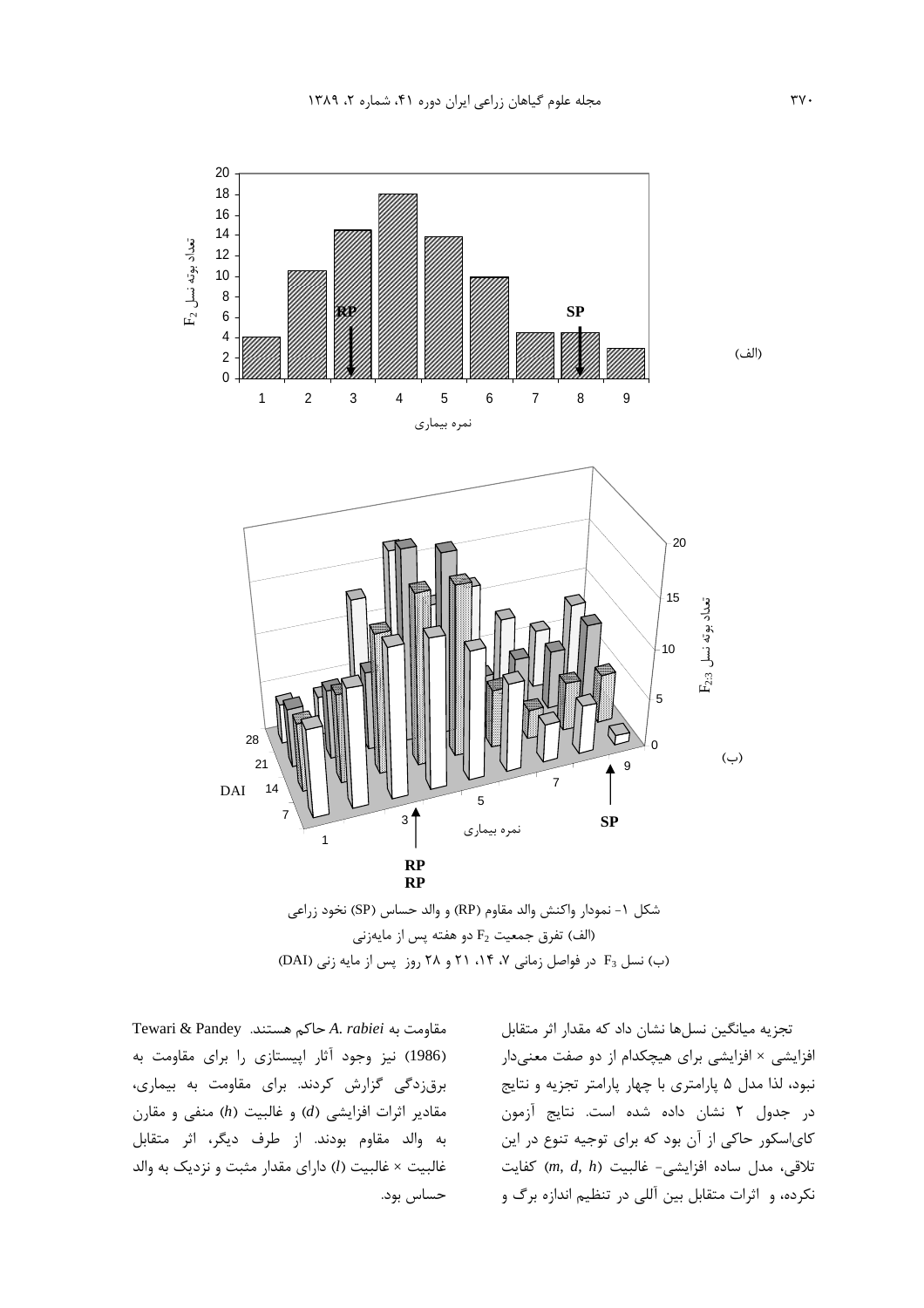شکل ۱- نمودار واکنش والد مقاوم (RP) و والد حساس (SP) نخود زراعی

(الف) تفرق جمعیت $F_2$ دو هفته پس از مایه‌زنی

(ب) نسل $F_3$ در فواصل زمانی ۷، ۱۴، ۲۱ و ۲۸ روز پس از مایه زنی (DAI)

تجزیه میانگین نسل‌ها نشان داد که مقدار اثر متقابل افزایشی × افزایشی برای هیچکدام از دو صفت معنی‌دار نبود، لذا مدل ۵ پارامتری با چهار پارامتر تجزیه و نتایج در جدول ۲ نشان داده شده است. نتایج آزمون کای‌اسکور حاکی از آن بود که برای توجیه تنوع در این تلاقی، مدل ساده افزایشی- غالبیت ($m$, $d$, $h$) کفایت نکرده، و اثرات متقابل بین آللی در تنظیم اندازه برگ و مقاومت به *A. rabiei* حاکم هستند. Tewari & Pandey (1986) نیز وجود آثار اپیستازی را برای مقاومت به برق‌زدگی گزارش کردند. برای مقاومت به بیماری، مقادیر اثرات افزایشی ($d$) و غالبیت ($h$) منفی و مقارن به والد مقاوم بودند. از طرف دیگر، اثر متقابل غالبیت × غالبیت ($l$) دارای مقدار مثبت و نزدیک به والد حساس بود.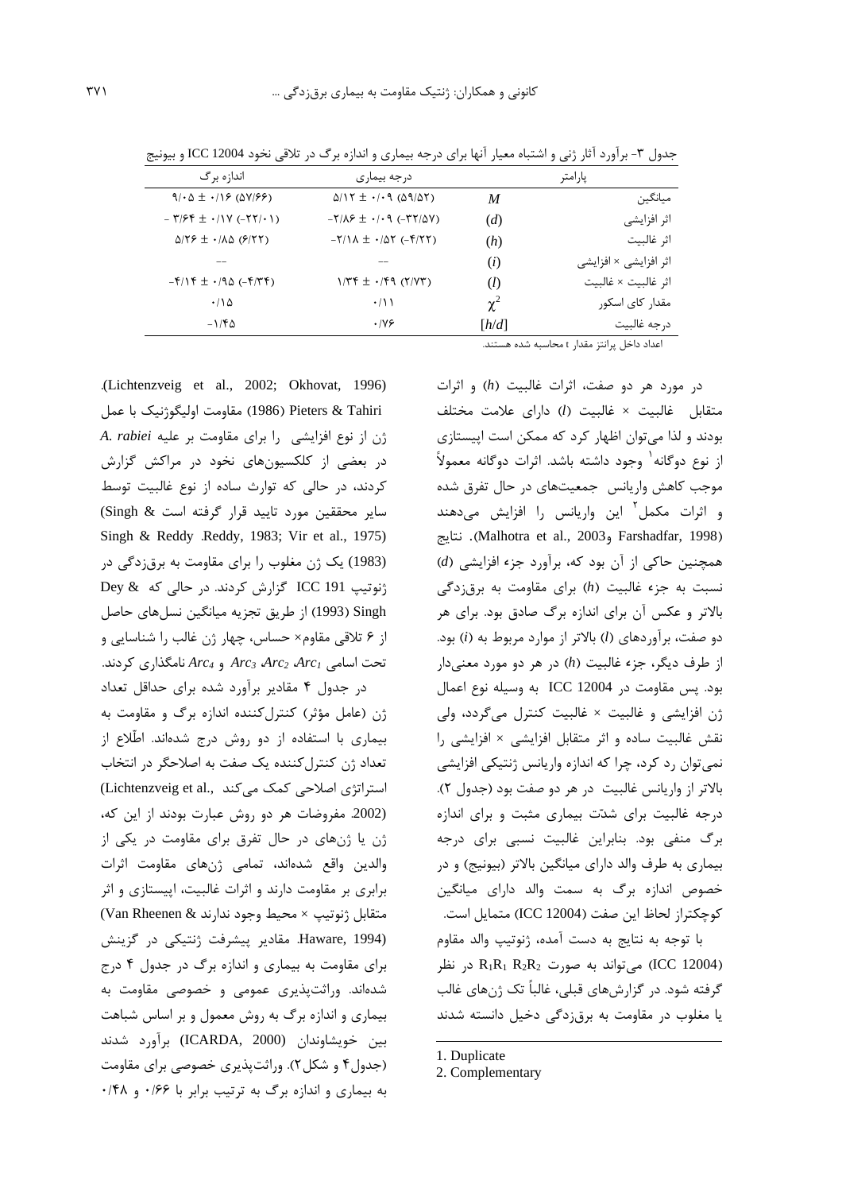جدول ۳- برآورد آثار ژنی و اشتباه معیار آنها برای درجه بیماری و اندازه برگ در تلاقی نخود ICC 12004 و بیونیج

| پارامتر | | درجه بیماری | اندازه برگ |
|---|---|---|---|
| میانگین | $M$ | ۵/۱۲ ± ۰/۰۹ (۵۹/۵۲) | ۹/۰۵ ± ۰/۱۶ (۵۷/۶۶) |
| اثر افزایشی | $(d)$ | -۲/۸۶ ± ۰/۰۹ (-۳۲/۵۷) | - ۳/۶۴ ± ۰/۱۷ (-۲۲/۰۱) |
| اثر غالبیت | $(h)$ | -۲/۱۸ ± ۰/۵۲ (-۴/۲۲) | ۵/۲۶ ± ۰/۸۵ (۶/۲۲) |
| اثر افزایشی × افزایشی | $(i)$ | -- | -- |
| اثر غالبیت × غالبیت | $(l)$ | ۱/۳۴ ± ۰/۴۹ (۲/۷۳) | -۴/۱۴ ± ۰/۹۵ (-۴/۳۴) |
| مقدار کای اسکور | $\chi^2$ | ۰/۱۱ | ۰/۱۵ |
| درجه غالبیت | $[h/d]$ | ۰/۷۶ | -۱/۴۵ |

اعداد داخل پرانتز مقدار t محاسبه شده هستند.

در مورد هر دو صفت، اثرات غالبیت ($h$) و اثرات متقابل غالبیت × غالبیت ($l$) دارای علامت مختلف بودند و لذا می‌توان اظهار کرد که ممکن است اپیستازی از نوع دوگانه[1] وجود داشته باشد. اثرات دوگانه معمولاً موجب کاهش واریانس جمعیت‌های در حال تفرق شده و اثرات مکمل[2] این واریانس را افزایش می‌دهند (Malhotra et al., 2003 و Farshadfar, 1998). نتایج همچنین حاکی از آن بود که، برآورد جزء افزایشی ($d$) نسبت به جزء غالبیت ($h$) برای مقاومت به برق‌زدگی بالاتر و عکس آن برای اندازه برگ صادق بود. برای هر دو صفت، برآوردهای ($l$) بالاتر از موارد مربوط به ($i$) بود. از طرف دیگر، جزء غالبیت ($h$) در هر دو مورد معنی‌دار بود. پس مقاومت در ICC 12004 به وسیله نوع اعمال ژن افزایشی و غالبیت × غالبیت کنترل می‌گردد، ولی نقش غالبیت ساده و اثر متقابل افزایشی × افزایشی را نمی‌توان رد کرد، چرا که اندازه واریانس ژنتیکی افزایشی بالاتر از واریانس غالبیت در هر دو صفت بود (جدول ۲). درجه غالبیت برای شدّت بیماری مثبت و برای اندازه برگ منفی بود. بنابراین غالبیت نسبی برای درجه بیماری به طرف والد دارای میانگین بالاتر (بیونیج) و در خصوص اندازه برگ به سمت والد دارای میانگین کوچکتر از لحاظ این صفت (ICC 12004) متمایل است.

با توجه به نتایج به دست آمده، ژنوتیپ والد مقاوم (ICC 12004) می‌تواند به صورت $R_1R_1$ $R_2R_2$ در نظر گرفته شود. در گزارش‌های قبلی، غالباً تک ژن‌های غالب یا مغلوب در مقاومت به برق‌زدگی دخیل دانسته شدند (Lichtenzveig et al., 2002; Okhovat, 1996). Pieters & Tahiri (1986) مقاومت اولیگوژنیک با عمل ژن از نوع افزایشی را برای مقاومت بر علیه *A. rabiei* در بعضی از کلکسیون‌های نخود در مراکش گزارش کردند، در حالی که توارث ساده از نوع غالبیت توسط سایر محققین مورد تایید قرار گرفته است (Singh & Reddy, 1983; Vir et al., 1975). Singh & Reddy (1983) یک ژن مغلوب را برای مقاومت به برق‌زدگی در ژنوتیپ ICC 191 گزارش کردند. در حالی که Dey & Singh (1993) از طریق تجزیه میانگین نسل‌های حاصل از ۶ تلاقی مقاوم× حساس، چهار ژن غالب را شناسایی و تحت اسامی *Arc₁*، *Arc₂*، *Arc₃* و *Arc₄* نامگذاری کردند.

در جدول ۴ مقادیر برآورد شده برای حداقل تعداد ژن (عامل مؤثر) کنترل‌کننده اندازه برگ و مقاومت به بیماری با استفاده از دو روش درج شده‌اند. اطّلاع از تعداد ژن کنترل‌کننده یک صفت به اصلاحگر در انتخاب استراتژی اصلاحی کمک می‌کند (Lichtenzveig et al., 2002). مفروضات هر دو روش عبارت بودند از این که، ژن یا ژن‌های در حال تفرق برای مقاومت در یکی از والدین واقع شده‌اند، تمامی ژن‌های مقاومت اثرات برابری بر مقاومت دارند و اثرات غالبیت، اپیستازی و اثر متقابل ژنوتیپ × محیط وجود ندارند (Van Rheenen & Haware, 1994). مقادیر پیشرفت ژنتیکی در گزینش برای مقاومت به بیماری و اندازه برگ در جدول ۴ درج شده‌اند. وراثت‌پذیری عمومی و خصوصی مقاومت به بیماری و اندازه برگ به روش معمول و بر اساس شباهت بین خویشاوندان (ICARDA, 2000) برآورد شدند (جدول۴ و شکل۲). وراثت‌پذیری خصوصی برای مقاومت به بیماری و اندازه برگ به ترتیب برابر با ۰/۶۶ و ۰/۴۸

---

1. Duplicate
2. Complementary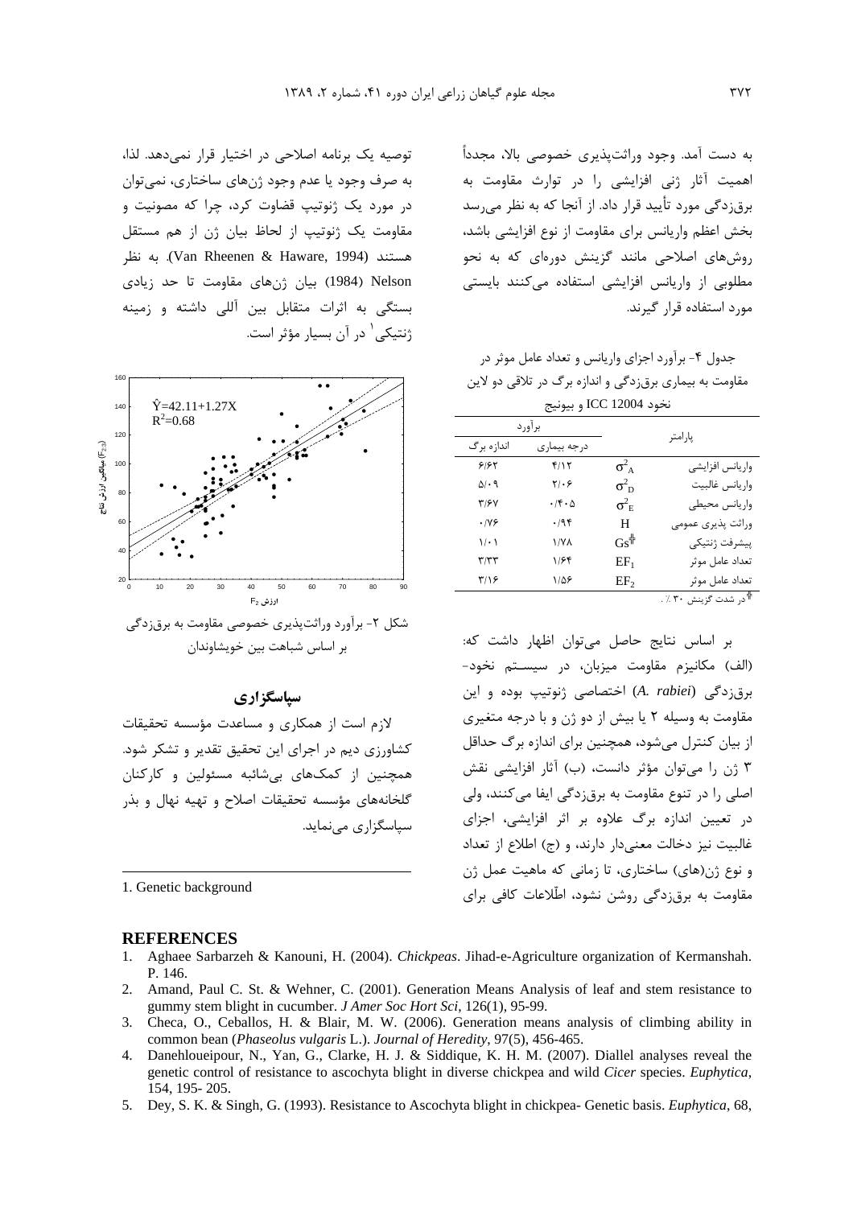به دست آمد. وجود وراثت‌پذیری خصوصی بالا، مجدداً اهمیت آثار ژنی افزایشی را در توارث مقاومت به برق‌زدگی مورد تأیید قرار داد. از آنجا که به نظر می‌رسد بخش اعظم واریانس برای مقاومت از نوع افزایشی باشد، روش‌های اصلاحی مانند گزینش دوره‌ای که به نحو مطلوبی از واریانس افزایشی استفاده می‌کنند بایستی مورد استفاده قرار گیرند.

جدول ۴- برآورد اجزای واریانس و تعداد عامل موثر در مقاومت به بیماری برق‌زدگی و اندازه برگ در تلاقی دو لاین نخود ICC 12004 و بیونیج

| پارامتر | | برآورد | |
|---|---|---|---|
| | | درجه بیماری | اندازه برگ |
| واریانس افزایشی | $\sigma^2_A$ | ۴/۱۲ | ۶/۶۲ |
| واریانس غالبیت | $\sigma^2_D$ | ۲/۰۶ | ۵/۰۹ |
| واریانس محیطی | $\sigma^2_E$ | ۰/۴۰۵ | ۳/۶۷ |
| وراثت پذیری عمومی | H | ۰/۹۴ | ۰/۷۶ |
| پیشرفت ژنتیکی | Gs‡ | ۱/۷۸ | ۱/۰۱ |
| تعداد عامل موثر | $EF_1$ | ۱/۶۴ | ۳/۳۳ |
| تعداد عامل موثر | $EF_2$ | ۱/۵۶ | ۳/۱۶ |

‡ در شدت گزینش ۳۰ ٪.

بر اساس نتایج حاصل می‌توان اظهار داشت که: (الف) مکانیزم مقاومت میزبان، در سیستم نخود- برق‌زدگی (*A. rabiei*) اختصاصی ژنوتیپ بوده و این مقاومت به وسیله ۲ یا بیش از دو ژن و با درجه متغیری از بیان کنترل می‌شود، همچنین برای اندازه برگ حداقل ۳ ژن را می‌توان مؤثر دانست، (ب) آثار افزایشی نقش اصلی را در تنوع مقاومت به برق‌زدگی ایفا می‌کنند، ولی در تعیین اندازه برگ علاوه بر اثر افزایشی، اجزای غالبیت نیز دخالت معنی‌دار دارند، و (ج) اطلاع از تعداد و نوع ژن(های) ساختاری، تا زمانی که ماهیت عمل ژن مقاومت به برق‌زدگی روشن نشود، اطّلاعات کافی برای توصیه یک برنامه اصلاحی در اختیار قرار نمی‌دهد. لذا، به صرف وجود یا عدم وجود ژن‌های ساختاری، نمی‌توان در مورد یک ژنوتیپ قضاوت کرد، چرا که مصونیت و مقاومت یک ژنوتیپ از لحاظ بیان ژن از هم مستقل هستند (Van Rheenen & Haware, 1994). به نظر Nelson (1984) بیان ژن‌های مقاومت تا حد زیادی بستگی به اثرات متقابل بین آللی داشته و زمینه ژنتیکی[1] در آن بسیار مؤثر است.

$\hat{Y}=42.11+1.27X$
$R^2=0.68$

شکل ۲- برآورد وراثت‌پذیری خصوصی مقاومت به برق‌زدگی بر اساس شباهت بین خویشاوندان

## سپاسگزاری

لازم است از همکاری و مساعدت مؤسسه تحقیقات کشاورزی دیم در اجرای این تحقیق تقدیر و تشکر شود. همچنین از کمک‌های بی‌شائبه مسئولین و کارکنان گلخانه‌های مؤسسه تحقیقات اصلاح و تهیه نهال و بذر سپاسگزاری می‌نماید.

1. Genetic background

## REFERENCES

1. Aghaee Sarbarzeh & Kanouni, H. (2004). *Chickpeas*. Jihad-e-Agriculture organization of Kermanshah. P. 146.
2. Amand, Paul C. St. & Wehner, C. (2001). Generation Means Analysis of leaf and stem resistance to gummy stem blight in cucumber. *J Amer Soc Hort Sci*, 126(1), 95-99.
3. Checa, O., Ceballos, H. & Blair, M. W. (2006). Generation means analysis of climbing ability in common bean (*Phaseolus vulgaris* L.). *Journal of Heredity*, 97(5), 456-465.
4. Danehloueipour, N., Yan, G., Clarke, H. J. & Siddique, K. H. M. (2007). Diallel analyses reveal the genetic control of resistance to ascochyta blight in diverse chickpea and wild *Cicer* species. *Euphytica*, 154, 195- 205.
5. Dey, S. K. & Singh, G. (1993). Resistance to Ascochyta blight in chickpea- Genetic basis. *Euphytica*, 68,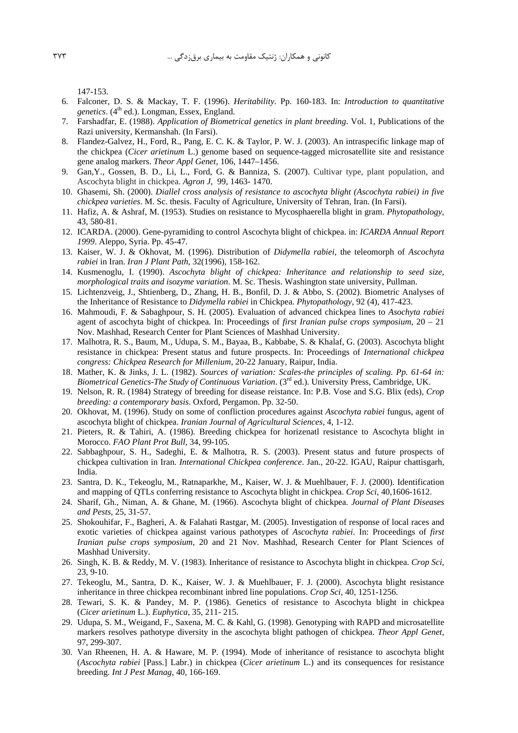147-153.

6. Falconer, D. S. & Mackay, T. F. (1996). *Heritability*. Pp. 160-183. In: *Introduction to quantitative genetics*. (4th ed.). Longman, Essex, England.
7. Farshadfar, E. (1988). *Application of Biometrical genetics in plant breeding*. Vol. 1, Publications of the Razi university, Kermanshah. (In Farsi).
8. Flandez-Galvez, H., Ford, R., Pang, E. C. K. & Taylor, P. W. J. (2003). An intraspecific linkage map of the chickpea (*Cicer arietinum* L.) genome based on sequence-tagged microsatellite site and resistance gene analog markers. *Theor Appl Genet*, 106, 1447–1456.
9. Gan,Y., Gossen, B. D., Li, L., Ford, G. & Banniza, S. (2007). Cultivar type, plant population, and Ascochyta blight in chickpea. *Agron J*, 99, 1463- 1470.
10. Ghasemi, Sh. (2000). *Diallel cross analysis of resistance to ascochyta blight (Ascochyta rabiei) in five chickpea varieties*. M. Sc. thesis. Faculty of Agriculture, University of Tehran, Iran. (In Farsi).
11. Hafiz, A. & Ashraf, M. (1953). Studies on resistance to Mycosphaerella blight in gram. *Phytopathology*, 43, 580-81.
12. ICARDA. (2000). Gene-pyramiding to control Ascochyta blight of chickpea. in: *ICARDA Annual Report 1999*. Aleppo, Syria. Pp. 45-47.
13. Kaiser, W. J. & Okhovat, M. (1996). Distribution of *Didymella rabiei*, the teleomorph of *Ascochyta rabiei* in Iran. *Iran J Plant Path*, 32(1996), 158-162.
14. Kusmenoglu, I. (1990). *Ascochyta blight of chickpea: Inheritance and relationship to seed size, morphological traits and isozyme variation*. M. Sc. Thesis. Washington state university, Pullman.
15. Lichtenzveig, J., Shtienberg, D., Zhang, H. B., Bonfil, D. J. & Abbo, S. (2002). Biometric Analyses of the Inheritance of Resistance to *Didymella rabiei* in Chickpea. *Phytopathology*, 92 (4), 417-423.
16. Mahmoudi, F. & Sabaghpour, S. H. (2005). Evaluation of advanced chickpea lines to *Asochyta rabiei* agent of ascochyta bight of chickpea. In: Proceedings of *first Iranian pulse crops symposium*, 20 – 21 Nov. Mashhad, Research Center for Plant Sciences of Mashhad University.
17. Malhotra, R. S., Baum, M., Udupa, S. M., Bayaa, B., Kabbabe, S. & Khalaf, G. (2003). Ascochyta blight resistance in chickpea: Present status and future prospects. In: Proceedings of *International chickpea congress: Chickpea Research for Millenium*, 20-22 January, Raipur, India.
18. Mather, K. & Jinks, J. L. (1982). *Sources of variation: Scales-the principles of scaling. Pp. 61-64 in: Biometrical Genetics-The Study of Continuous Variation*. (3rd ed.). University Press, Cambridge, UK.
19. Nelson, R. R. (1984) Strategy of breeding for disease reistance. In: P.B. Vose and S.G. Blix (eds), *Crop breeding: a contemporary basis*. Oxford, Pergamon. Pp. 32-50.
20. Okhovat, M. (1996). Study on some of confliction procedures against *Ascochyta rabiei* fungus, agent of ascochyta blight of chickpea. *Iranian Journal of Agricultural Sciences*, 4, 1-12.
21. Pieters, R. & Tahiri, A. (1986). Breeding chickpea for horizenatl resistance to Ascochyta blight in Morocco. *FAO Plant Prot Bull*, 34, 99-105.
22. Sabbaghpour, S. H., Sadeghi, E. & Malhotra, R. S. (2003). Present status and future prospects of chickpea cultivation in Iran. *International Chickpea conference*. Jan., 20-22. IGAU, Raipur chattisgarh, India.
23. Santra, D. K., Tekeoglu, M., Ratnaparkhe, M., Kaiser, W. J. & Muehlbauer, F. J. (2000). Identification and mapping of QTLs conferring resistance to Ascochyta blight in chickpea. *Crop Sci*, 40,1606-1612.
24. Sharif, Gh., Niman, A. & Ghane, M. (1966). Ascochyta blight of chickpea. *Journal of Plant Diseases and Pests*, 25, 31-57.
25. Shokouhifar, F., Bagheri, A. & Falahati Rastgar, M. (2005). Investigation of response of local races and exotic varieties of chickpea against various pathotypes of *Ascochyta rabiei*. In: Proceedings of *first Iranian pulse crops symposium*, 20 and 21 Nov. Mashhad, Research Center for Plant Sciences of Mashhad University.
26. Singh, K. B. & Reddy, M. V. (1983). Inheritance of resistance to Ascochyta blight in chickpea. *Crop Sci*, 23, 9-10.
27. Tekeoglu, M., Santra, D. K., Kaiser, W. J. & Muehlbauer, F. J. (2000). Ascochyta blight resistance inheritance in three chickpea recombinant inbred line populations. *Crop Sci*, 40, 1251-1256.
28. Tewari, S. K. & Pandey, M. P. (1986). Genetics of resistance to Ascochyta blight in chickpea (*Cicer arietinum* L.). *Euphytica*, 35, 211- 215.
29. Udupa, S. M., Weigand, F., Saxena, M. C. & Kahl, G. (1998). Genotyping with RAPD and microsatellite markers resolves pathotype diversity in the ascochyta blight pathogen of chickpea. *Theor Appl Genet*, 97, 299-307.
30. Van Rheenen, H. A. & Haware, M. P. (1994). Mode of inheritance of resistance to ascochyta blight (*Ascochyta rabiei* [Pass.] Labr.) in chickpea (*Cicer arietinum* L.) and its consequences for resistance breeding. *Int J Pest Manag*, 40, 166-169.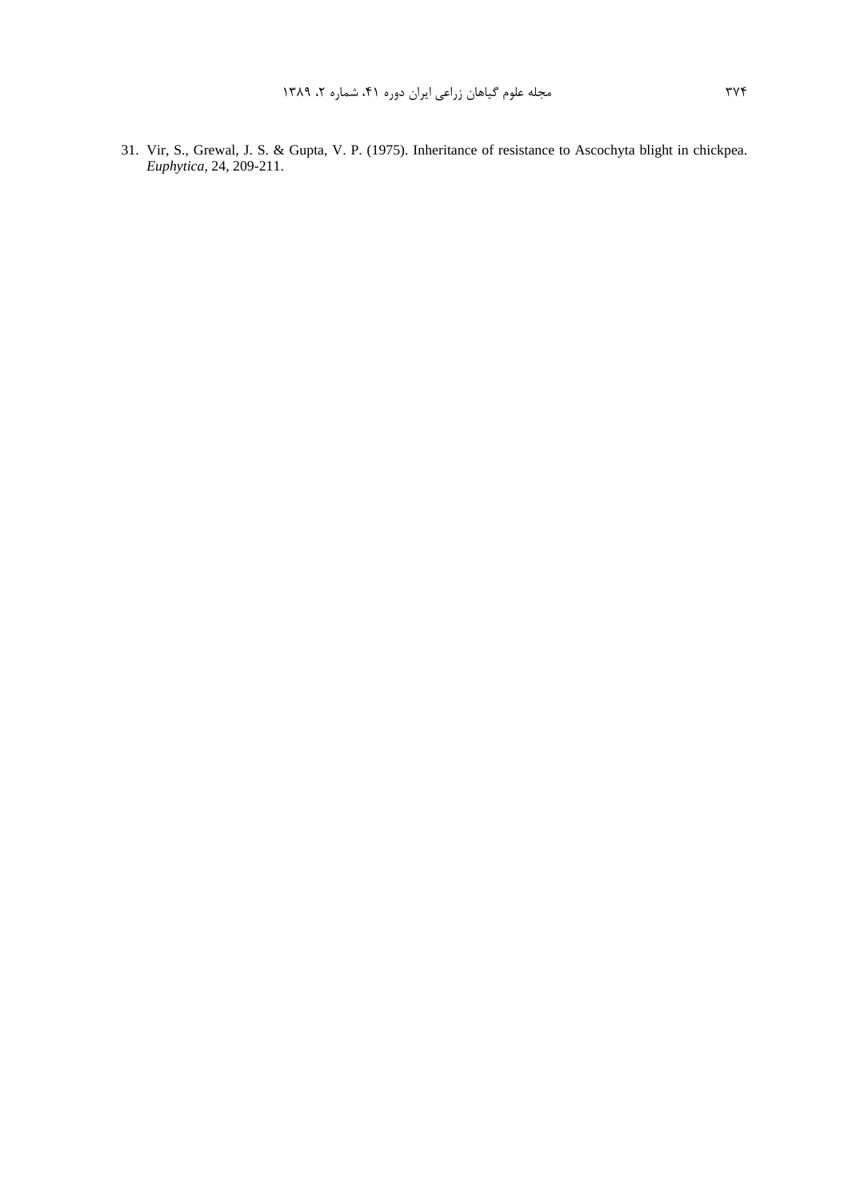31. Vir, S., Grewal, J. S. & Gupta, V. P. (1975). Inheritance of resistance to Ascochyta blight in chickpea. *Euphytica*, 24, 209-211.